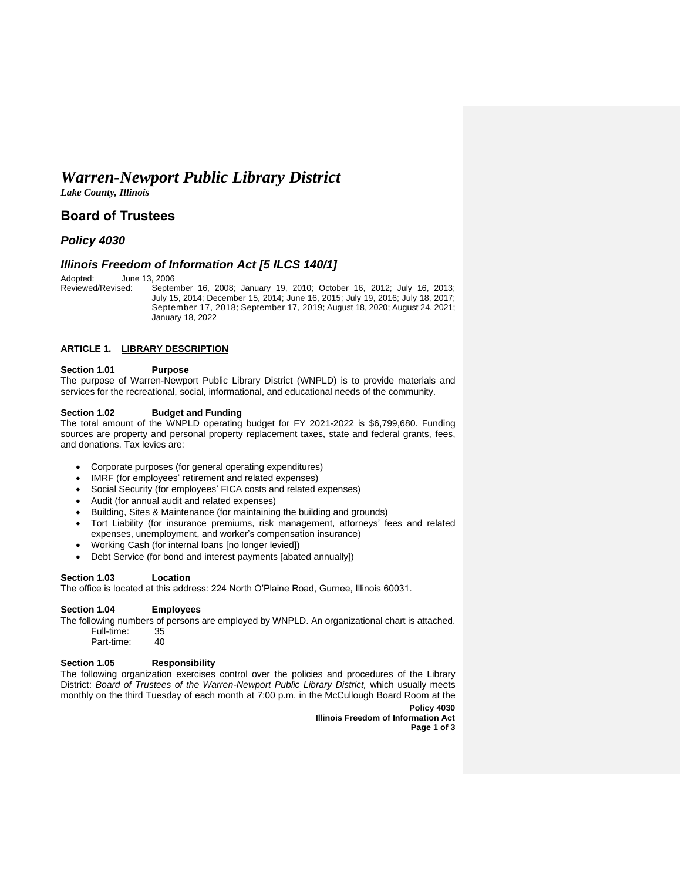# *Warren-Newport Public Library District*

***Lake County, Illinois***

## Board of Trustees

### *Policy 4030*

### *Illinois Freedom of Information Act [5 ILCS 140/1]*

Adopted: June 13, 2006

Reviewed/Revised: September 16, 2008; January 19, 2010; October 16, 2012; July 16, 2013; July 15, 2014; December 15, 2014; June 16, 2015; July 19, 2016; July 18, 2017; September 17, 2018; September 17, 2019; August 18, 2020; August 24, 2021; January 18, 2022

**ARTICLE 1. LIBRARY DESCRIPTION**

**Section 1.01 Purpose**

The purpose of Warren-Newport Public Library District (WNPLD) is to provide materials and services for the recreational, social, informational, and educational needs of the community.

**Section 1.02 Budget and Funding**

The total amount of the WNPLD operating budget for FY 2021-2022 is $6,799,680. Funding sources are property and personal property replacement taxes, state and federal grants, fees, and donations. Tax levies are:

- Corporate purposes (for general operating expenditures)
- IMRF (for employees' retirement and related expenses)
- Social Security (for employees' FICA costs and related expenses)
- Audit (for annual audit and related expenses)
- Building, Sites & Maintenance (for maintaining the building and grounds)
- Tort Liability (for insurance premiums, risk management, attorneys' fees and related expenses, unemployment, and worker's compensation insurance)
- Working Cash (for internal loans [no longer levied])
- Debt Service (for bond and interest payments [abated annually])

**Section 1.03 Location**

The office is located at this address: 224 North O'Plaine Road, Gurnee, Illinois 60031.

**Section 1.04 Employees**

The following numbers of persons are employed by WNPLD. An organizational chart is attached.

Full-time: 35
Part-time: 40

**Section 1.05 Responsibility**

The following organization exercises control over the policies and procedures of the Library District: *Board of Trustees of the Warren-Newport Public Library District,* which usually meets monthly on the third Tuesday of each month at 7:00 p.m. in the McCullough Board Room at the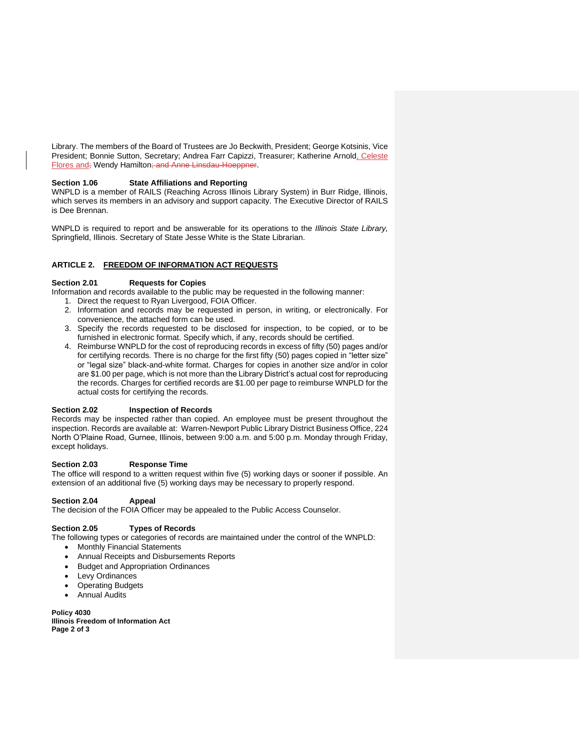Library. The members of the Board of Trustees are Jo Beckwith, President; George Kotsinis, Vice President; Bonnie Sutton, Secretary; Andrea Farr Capizzi, Treasurer; Katherine Arnold, Celeste Flores and; Wendy Hamilton; and Anne Linsdau-Hoeppner.

**Section 1.06 State Affiliations and Reporting**

WNPLD is a member of RAILS (Reaching Across Illinois Library System) in Burr Ridge, Illinois, which serves its members in an advisory and support capacity. The Executive Director of RAILS is Dee Brennan.

WNPLD is required to report and be answerable for its operations to the *Illinois State Library,* Springfield, Illinois. Secretary of State Jesse White is the State Librarian.

## ARTICLE 2. FREEDOM OF INFORMATION ACT REQUESTS

**Section 2.01 Requests for Copies**

Information and records available to the public may be requested in the following manner:

1. Direct the request to Ryan Livergood, FOIA Officer.
2. Information and records may be requested in person, in writing, or electronically. For convenience, the attached form can be used.
3. Specify the records requested to be disclosed for inspection, to be copied, or to be furnished in electronic format. Specify which, if any, records should be certified.
4. Reimburse WNPLD for the cost of reproducing records in excess of fifty (50) pages and/or for certifying records. There is no charge for the first fifty (50) pages copied in "letter size" or "legal size" black-and-white format. Charges for copies in another size and/or in color are $1.00 per page, which is not more than the Library District's actual cost for reproducing the records. Charges for certified records are $1.00 per page to reimburse WNPLD for the actual costs for certifying the records.

**Section 2.02 Inspection of Records**

Records may be inspected rather than copied. An employee must be present throughout the inspection. Records are available at: Warren-Newport Public Library District Business Office, 224 North O'Plaine Road, Gurnee, Illinois, between 9:00 a.m. and 5:00 p.m. Monday through Friday, except holidays.

**Section 2.03 Response Time**

The office will respond to a written request within five (5) working days or sooner if possible. An extension of an additional five (5) working days may be necessary to properly respond.

**Section 2.04 Appeal**

The decision of the FOIA Officer may be appealed to the Public Access Counselor.

**Section 2.05 Types of Records**

The following types or categories of records are maintained under the control of the WNPLD:

- Monthly Financial Statements
- Annual Receipts and Disbursements Reports
- Budget and Appropriation Ordinances
- Levy Ordinances
- Operating Budgets
- Annual Audits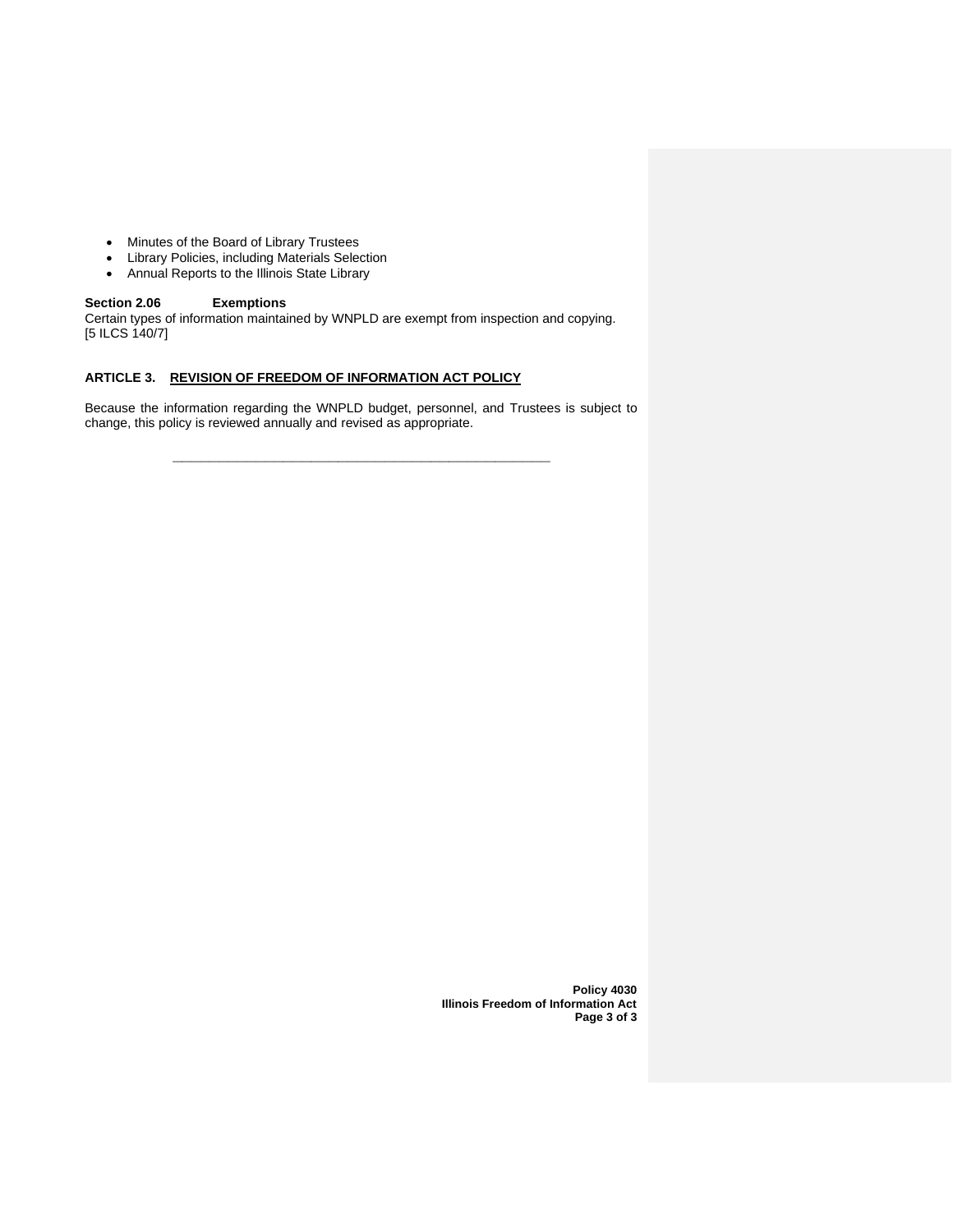- Minutes of the Board of Library Trustees
- Library Policies, including Materials Selection
- Annual Reports to the Illinois State Library

**Section 2.06 Exemptions**

Certain types of information maintained by WNPLD are exempt from inspection and copying. [5 ILCS 140/7]

## ARTICLE 3. REVISION OF FREEDOM OF INFORMATION ACT POLICY

Because the information regarding the WNPLD budget, personnel, and Trustees is subject to change, this policy is reviewed annually and revised as appropriate.

---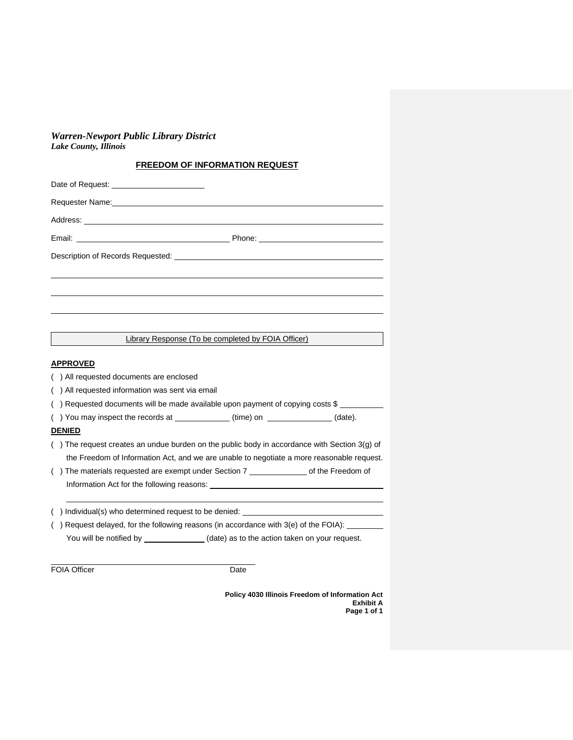*Warren-Newport Public Library District*
***Lake County, Illinois***

## FREEDOM OF INFORMATION REQUEST

Date of Request: ____________________

Requester Name: ____________________________________________________________

Address: __________________________________________________________________

Email: ________________________________ Phone: ___________________________

Description of Records Requested: _____________________________________________

___________________________________________________________________________

___________________________________________________________________________

___________________________________________________________________________

Library Response (To be completed by FOIA Officer)

**APPROVED**

( ) All requested documents are enclosed

( ) All requested information was sent via email

( ) Requested documents will be made available upon payment of copying costs $ __________

( ) You may inspect the records at ____________ (time) on ______________ (date).

**DENIED**

( ) The request creates an undue burden on the public body in accordance with Section 3(g) of the Freedom of Information Act, and we are unable to negotiate a more reasonable request.

( ) The materials requested are exempt under Section 7 ____________ of the Freedom of Information Act for the following reasons: ________________________________________

___________________________________________________________________________

( ) Individual(s) who determined request to be denied: ______________________________

( ) Request delayed, for the following reasons (in accordance with 3(e) of the FOIA): ________
You will be notified by ______________ (date) as to the action taken on your request.

_____________________________________________
FOIA Officer Date

**Policy 4030 Illinois Freedom of Information Act**
**Exhibit A**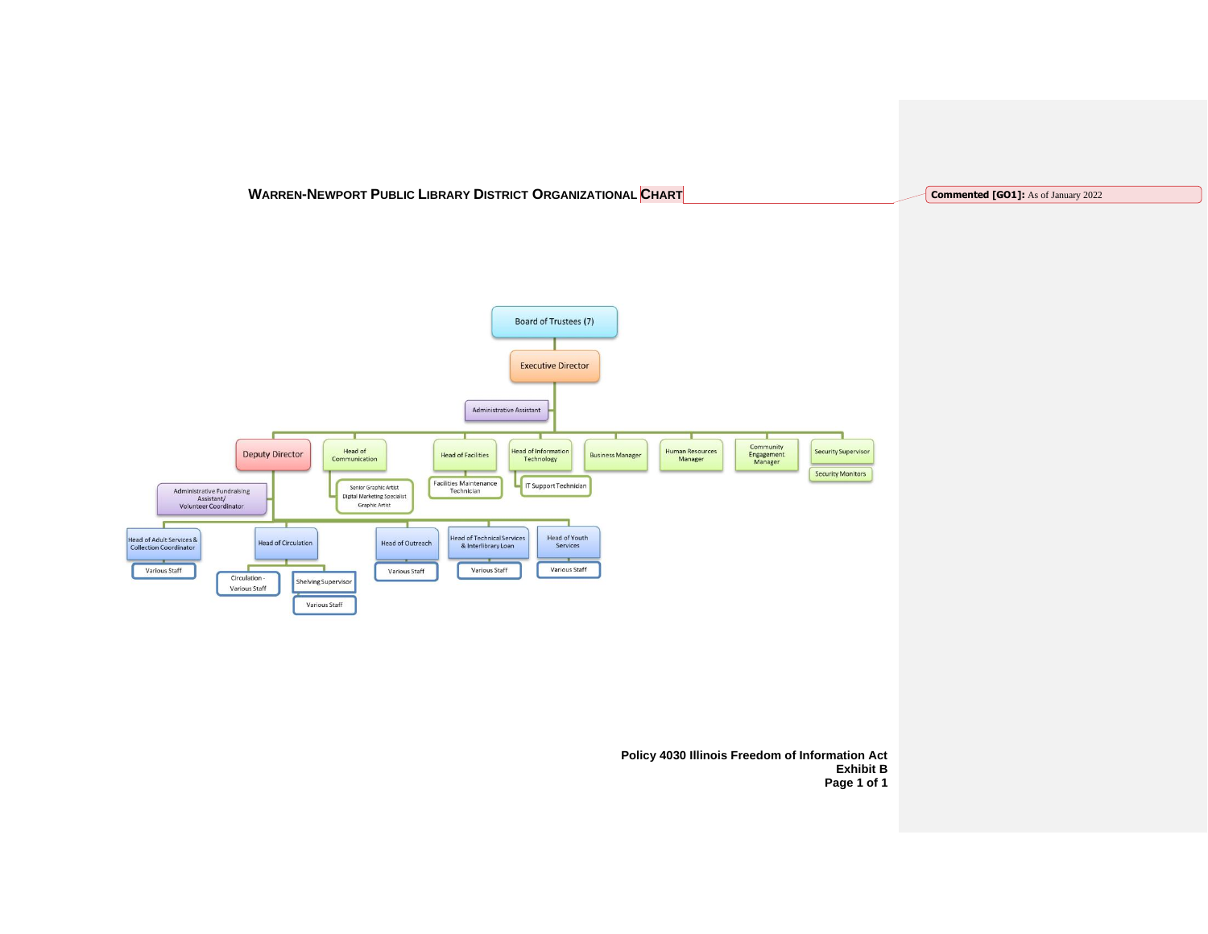# Warren-Newport Public Library District Organizational Chart

Commented [GO1]: As of January 2022

Board of Trustees (7)

Executive Director

Administrative Assistant

Deputy Director

Head of Communication

Senior Graphic Artist
Digital Marketing Specialist
Graphic Artist

Head of Facilities

Facilities Maintenance Technician

Head of Information Technology

IT Support Technician

Business Manager

Human Resources Manager

Community Engagement Manager

Security Supervisor

Security Monitors

Administrative Fundraising Assistant/ Volunteer Coordinator

Head of Adult Services & Collection Coordinator

Various Staff

Head of Circulation

Circulation - Various Staff

Shelving Supervisor

Various Staff

Head of Outreach

Various Staff

Head of Technical Services & Interlibrary Loan

Various Staff

Head of Youth Services

Various Staff

**Policy 4030 Illinois Freedom of Information Act**
**Exhibit B**